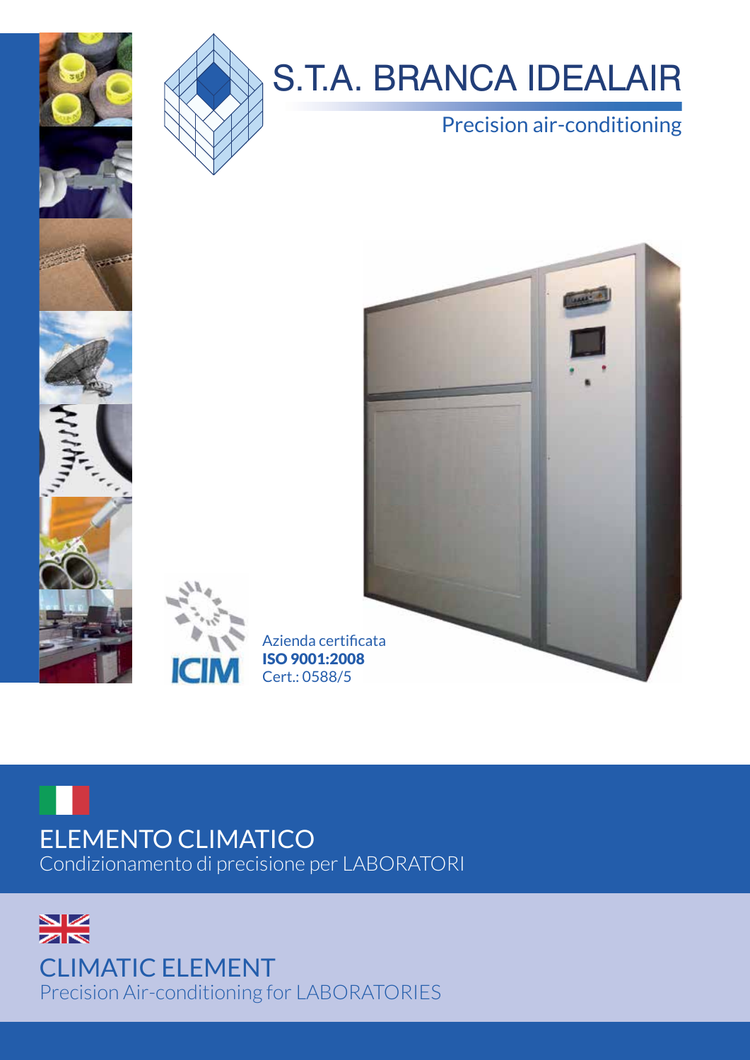# S.T.A. BRANCA IDEALAIR

Precision air-conditioning

ICIM

Azienda certificata
**ISO 9001:2008**
Cert.: 0588/5

## ELEMENTO CLIMATICO

Condizionamento di precisione per LABORATORI

## CLIMATIC ELEMENT

Precision Air-conditioning for LABORATORIES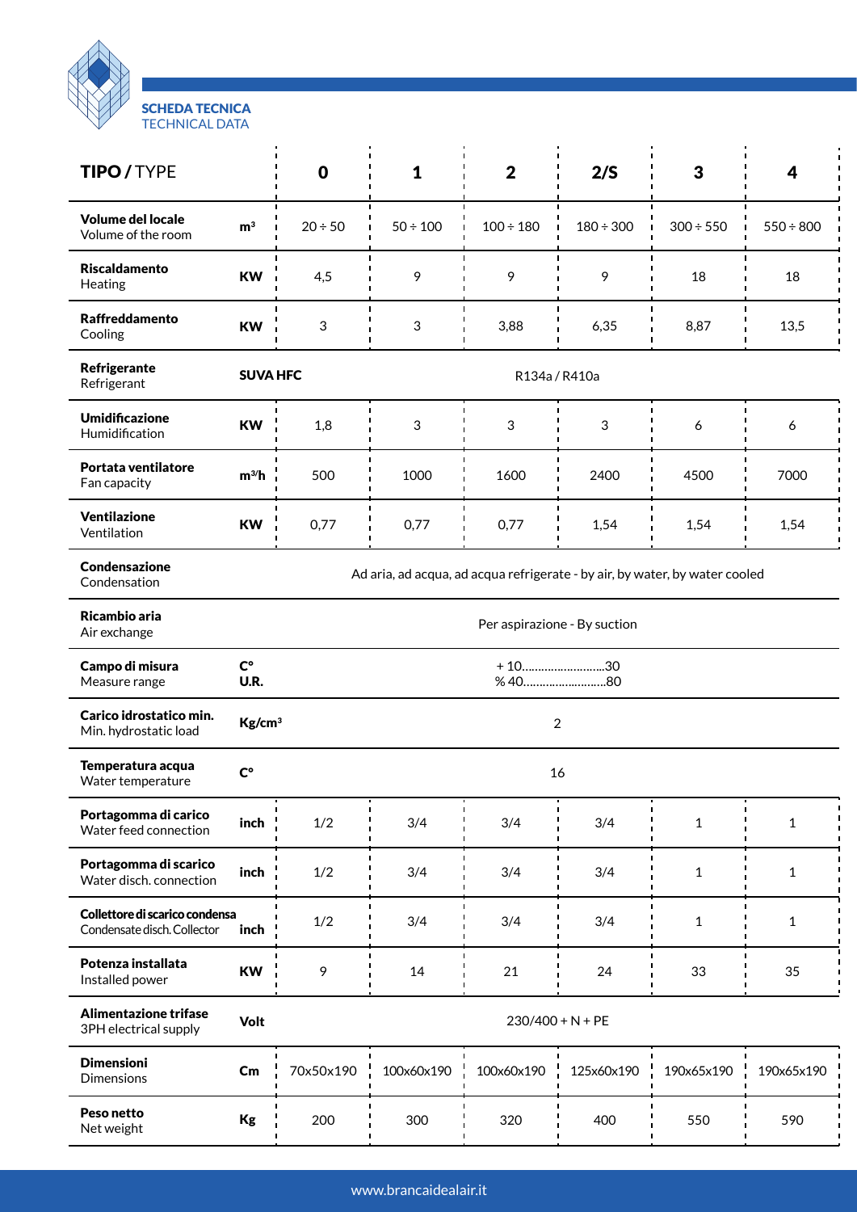**SCHEDA TECNICA**
TECHNICAL DATA

| **TIPO / TYPE** | | **0** | **1** | **2** | **2/S** | **3** | **4** |
|---|---|---|---|---|---|---|---|
| **Volume del locale** Volume of the room | **m³** | 20 ÷ 50 | 50 ÷ 100 | 100 ÷ 180 | 180 ÷ 300 | 300 ÷ 550 | 550 ÷ 800 |
| **Riscaldamento** Heating | **KW** | 4,5 | 9 | 9 | 9 | 18 | 18 |
| **Raffreddamento** Cooling | **KW** | 3 | 3 | 3,88 | 6,35 | 8,87 | 13,5 |
| **Refrigerante** Refrigerant | **SUVA HFC** | R134a / R410a | | | | | |
| **Umidificazione** Humidification | **KW** | 1,8 | 3 | 3 | 3 | 6 | 6 |
| **Portata ventilatore** Fan capacity | **m³/h** | 500 | 1000 | 1600 | 2400 | 4500 | 7000 |
| **Ventilazione** Ventilation | **KW** | 0,77 | 0,77 | 0,77 | 1,54 | 1,54 | 1,54 |
| **Condensazione** Condensation | | Ad aria, ad acqua, ad acqua refrigerate - by air, by water, by water cooled | | | | | |
| **Ricambio aria** Air exchange | | Per aspirazione - By suction | | | | | |
| **Campo di misura** Measure range | **C°** **U.R.** | + 10..........................30 % 40..........................80 | | | | | |
| **Carico idrostatico min.** Min. hydrostatic load | **Kg/cm³** | 2 | | | | | |
| **Temperatura acqua** Water temperature | **C°** | 16 | | | | | |
| **Portagomma di carico** Water feed connection | **inch** | 1/2 | 3/4 | 3/4 | 3/4 | 1 | 1 |
| **Portagomma di scarico** Water disch. connection | **inch** | 1/2 | 3/4 | 3/4 | 3/4 | 1 | 1 |
| **Collettore di scarico condensa** Condensate disch. Collector | **inch** | 1/2 | 3/4 | 3/4 | 3/4 | 1 | 1 |
| **Potenza installata** Installed power | **KW** | 9 | 14 | 21 | 24 | 33 | 35 |
| **Alimentazione trifase** 3PH electrical supply | **Volt** | 230/400 + N + PE | | | | | |
| **Dimensioni** Dimensions | **Cm** | 70x50x190 | 100x60x190 | 100x60x190 | 125x60x190 | 190x65x190 | 190x65x190 |
| **Peso netto** Net weight | **Kg** | 200 | 300 | 320 | 400 | 550 | 590 |

www.brancaidealair.it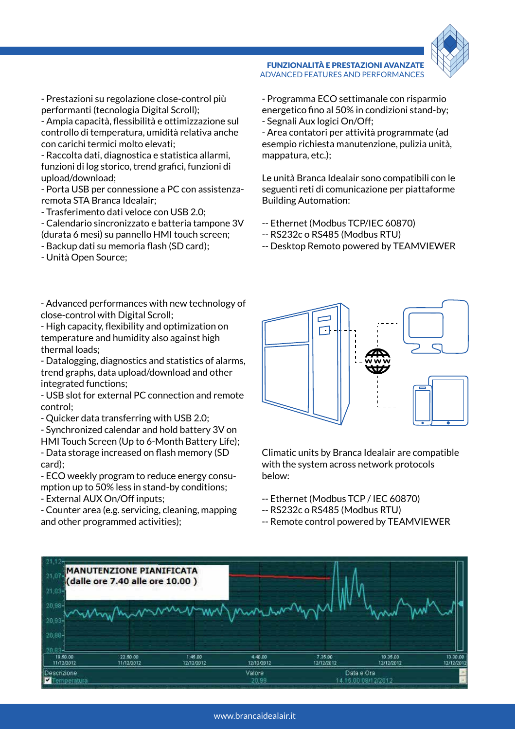## FUNZIONALITÀ E PRESTAZIONI AVANZATE
ADVANCED FEATURES AND PERFORMANCES

- Prestazioni su regolazione close-control più performanti (tecnologia Digital Scroll);
- Ampia capacità, flessibilità e ottimizzazione sul controllo di temperatura, umidità relativa anche con carichi termici molto elevati;
- Raccolta dati, diagnostica e statistica allarmi, funzioni di log storico, trend grafici, funzioni di upload/download;
- Porta USB per connessione a PC con assistenza-remota STA Branca Idealair;
- Trasferimento dati veloce con USB 2.0;
- Calendario sincronizzato e batteria tampone 3V (durata 6 mesi) su pannello HMI touch screen;
- Backup dati su memoria flash (SD card);
- Unità Open Source;
- Programma ECO settimanale con risparmio energetico fino al 50% in condizioni stand-by;
- Segnali Aux logici On/Off;
- Area contatori per attività programmate (ad esempio richiesta manutenzione, pulizia unità, mappatura, etc.);

Le unità Branca Idealair sono compatibili con le seguenti reti di comunicazione per piattaforme Building Automation:

-- Ethernet (Modbus TCP/IEC 60870)
-- RS232c o RS485 (Modbus RTU)
-- Desktop Remoto powered by TEAMVIEWER

- Advanced performances with new technology of close-control with Digital Scroll;
- High capacity, flexibility and optimization on temperature and humidity also against high thermal loads;
- Datalogging, diagnostics and statistics of alarms, trend graphs, data upload/download and other integrated functions;
- USB slot for external PC connection and remote control;
- Quicker data transferring with USB 2.0;
- Synchronized calendar and hold battery 3V on HMI Touch Screen (Up to 6-Month Battery Life);
- Data storage increased on flash memory (SD card);
- ECO weekly program to reduce energy consu-mption up to 50% less in stand-by conditions;
- External AUX On/Off inputs;
- Counter area (e.g. servicing, cleaning, mapping and other programmed activities);

Climatic units by Branca Idealair are compatible with the system across network protocols below:

-- Ethernet (Modbus TCP / IEC 60870)
-- RS232c o RS485 (Modbus RTU)
-- Remote control powered by TEAMVIEWER

MANUTENZIONE PIANIFICATA
(dalle ore 7.40 alle ore 10.00 )

www.brancaidealair.it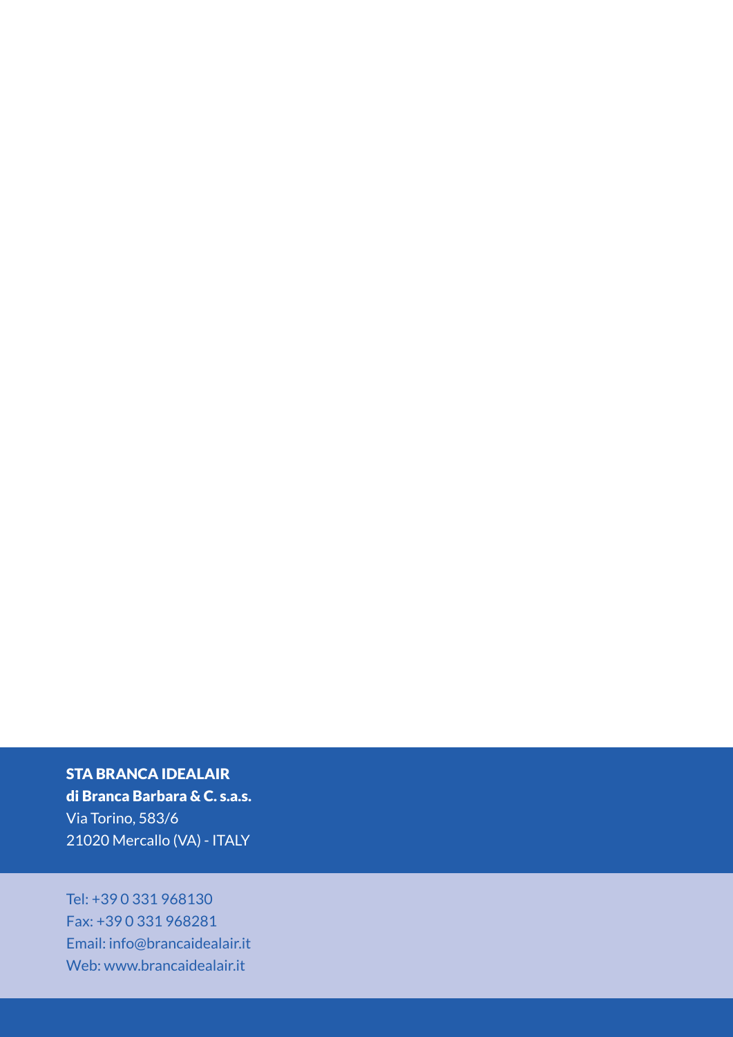**STA BRANCA IDEALAIR**
**di Branca Barbara & C. s.a.s.**
Via Torino, 583/6
21020 Mercallo (VA) - ITALY

Tel: +39 0 331 968130
Fax: +39 0 331 968281
Email: info@brancaidealair.it
Web: www.brancaidealair.it